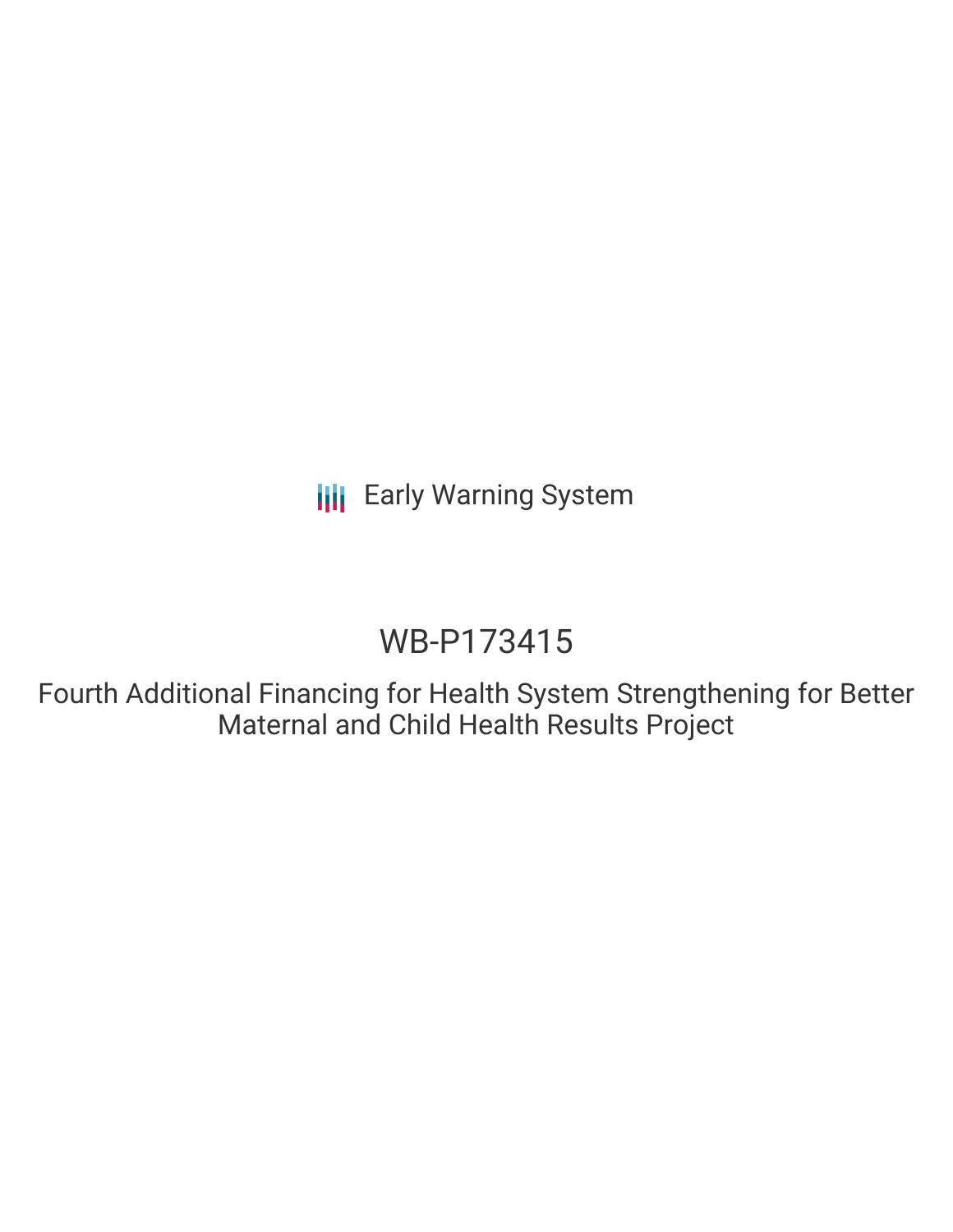Early Warning System

# WB-P173415

Fourth Additional Financing for Health System Strengthening for Better Maternal and Child Health Results Project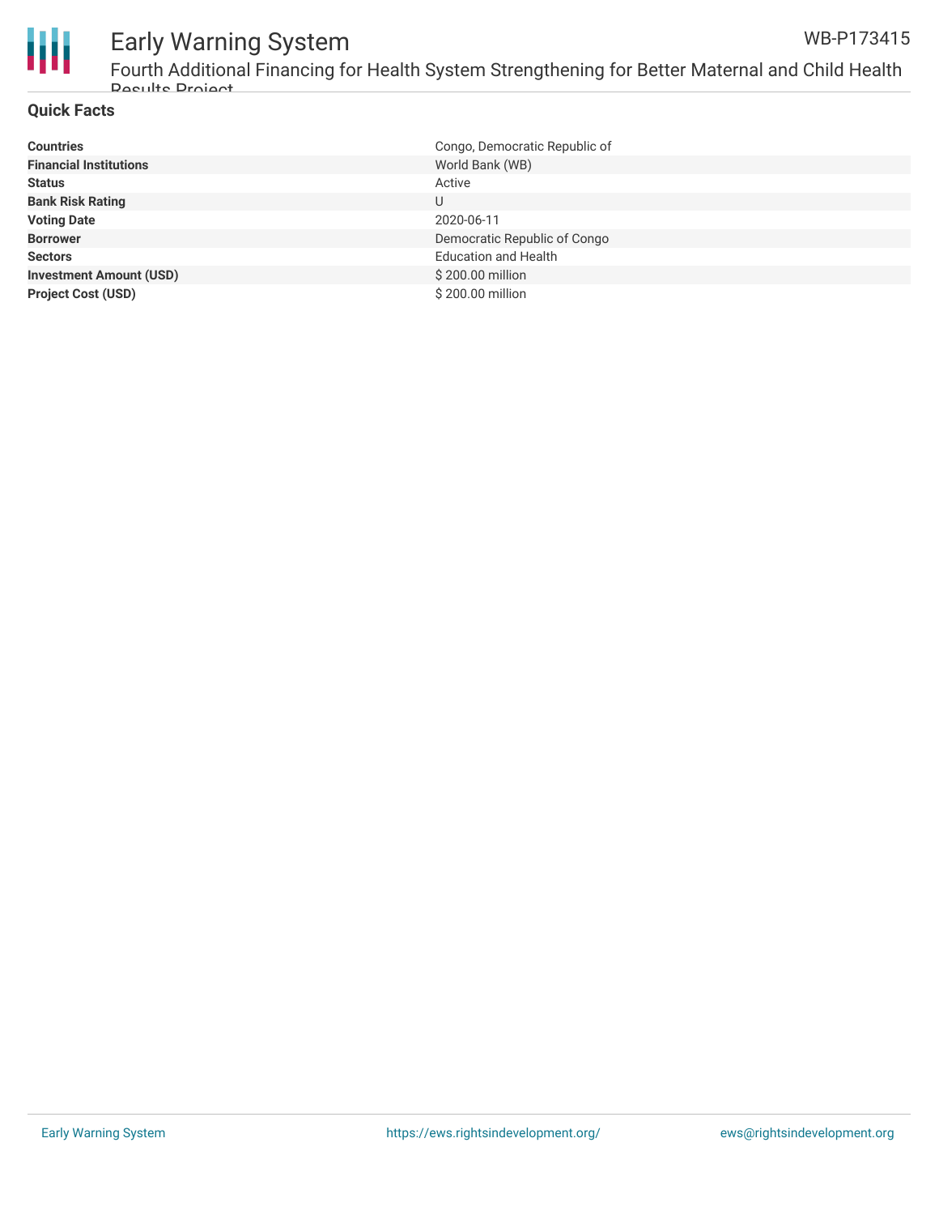## Quick Facts

| | |
|---|---|
| **Countries** | Congo, Democratic Republic of |
| **Financial Institutions** | World Bank (WB) |
| **Status** | Active |
| **Bank Risk Rating** | U |
| **Voting Date** | 2020-06-11 |
| **Borrower** | Democratic Republic of Congo |
| **Sectors** | Education and Health |
| **Investment Amount (USD)** | $ 200.00 million |
| **Project Cost (USD)** | $ 200.00 million |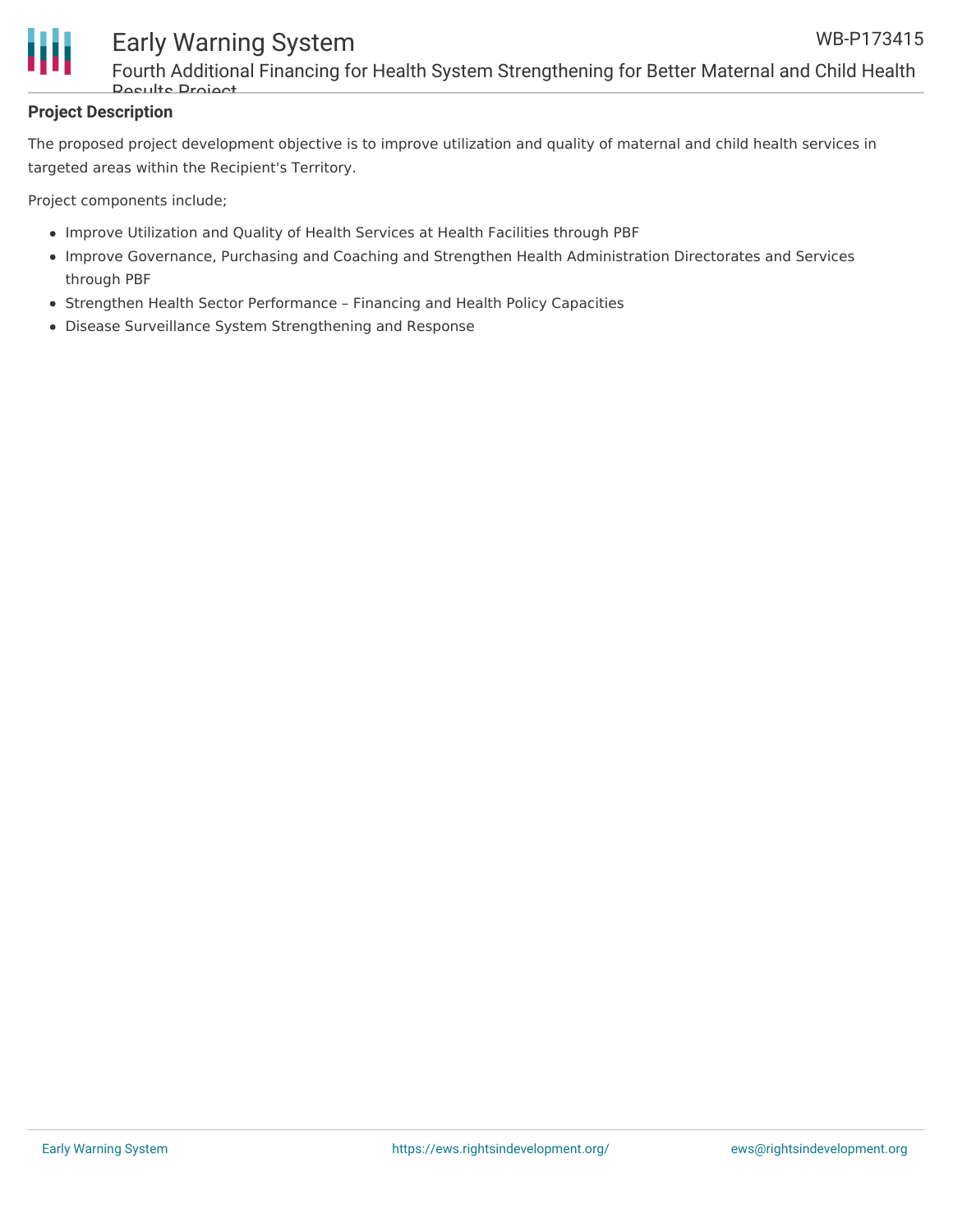## Project Description

The proposed project development objective is to improve utilization and quality of maternal and child health services in targeted areas within the Recipient's Territory.

Project components include;

- Improve Utilization and Quality of Health Services at Health Facilities through PBF
- Improve Governance, Purchasing and Coaching and Strengthen Health Administration Directorates and Services through PBF
- Strengthen Health Sector Performance – Financing and Health Policy Capacities
- Disease Surveillance System Strengthening and Response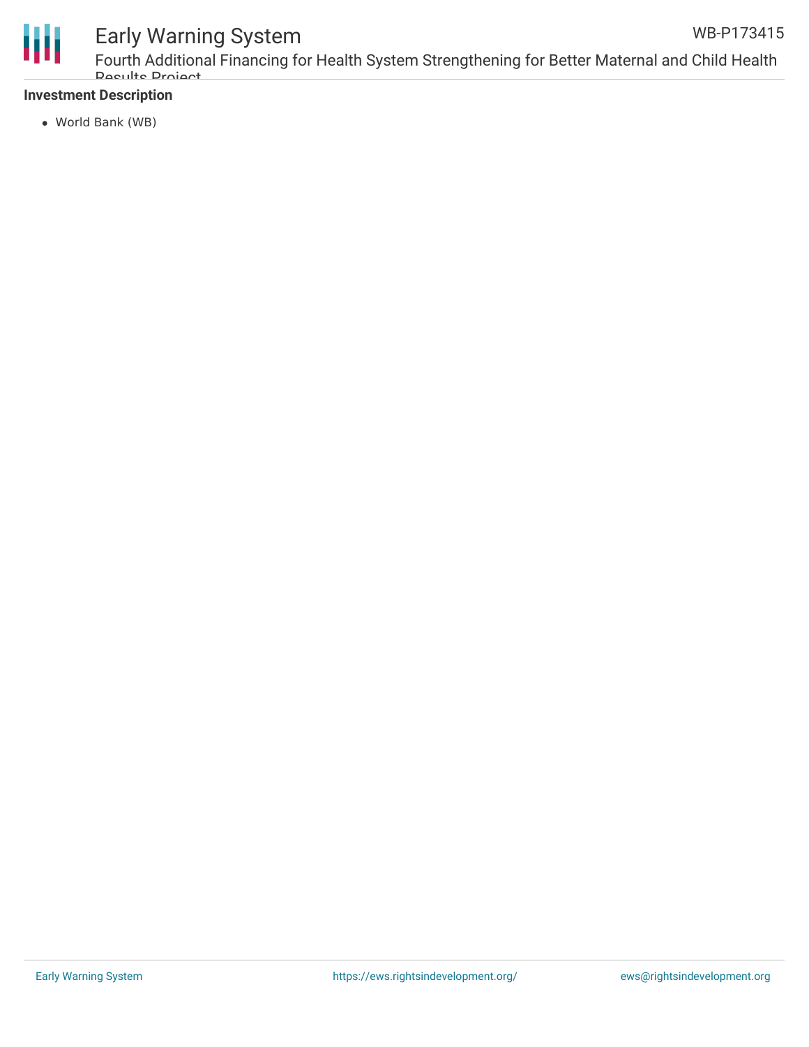**Investment Description**

- World Bank (WB)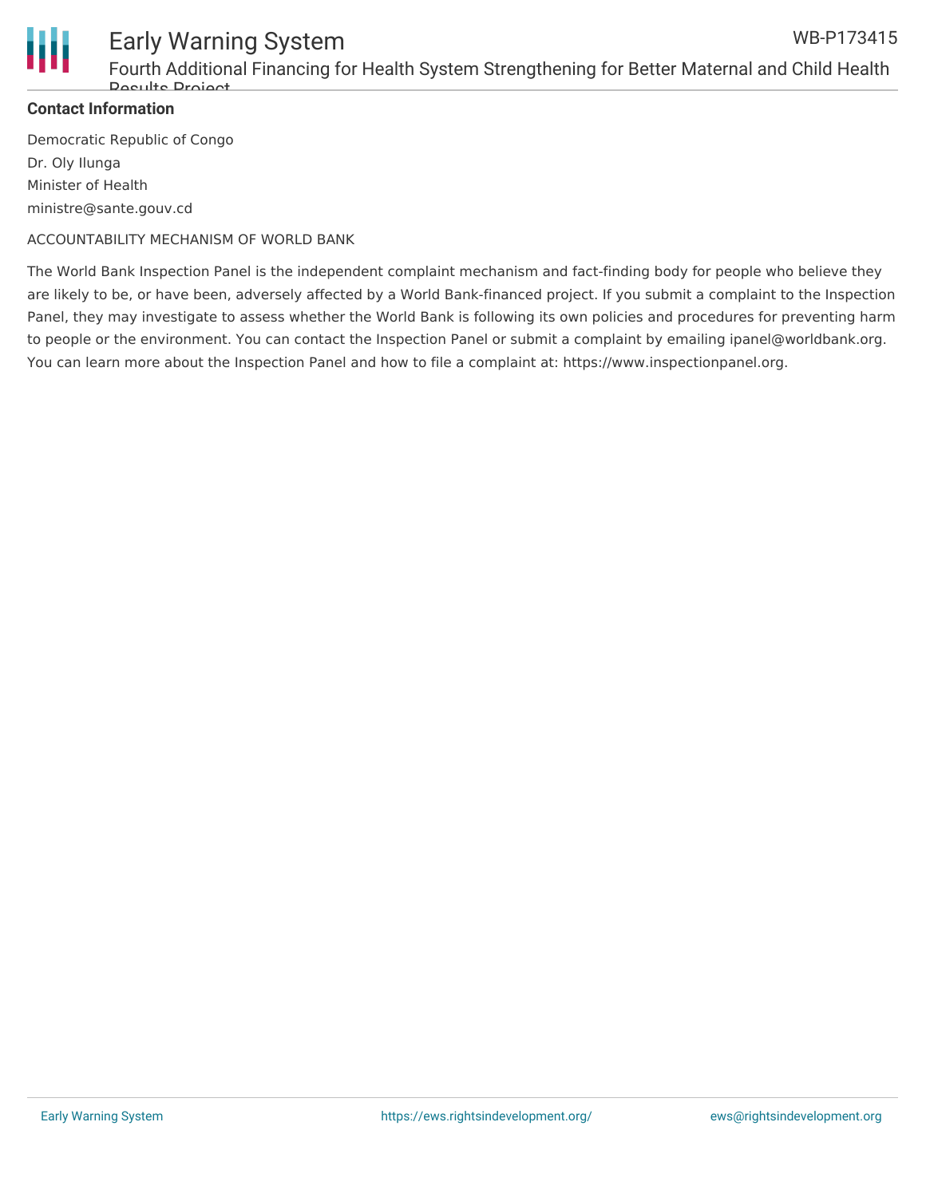**Contact Information**

Democratic Republic of Congo

Dr. Oly Ilunga

Minister of Health

ministre@sante.gouv.cd

ACCOUNTABILITY MECHANISM OF WORLD BANK

The World Bank Inspection Panel is the independent complaint mechanism and fact-finding body for people who believe they are likely to be, or have been, adversely affected by a World Bank-financed project. If you submit a complaint to the Inspection Panel, they may investigate to assess whether the World Bank is following its own policies and procedures for preventing harm to people or the environment. You can contact the Inspection Panel or submit a complaint by emailing ipanel@worldbank.org. You can learn more about the Inspection Panel and how to file a complaint at: https://www.inspectionpanel.org.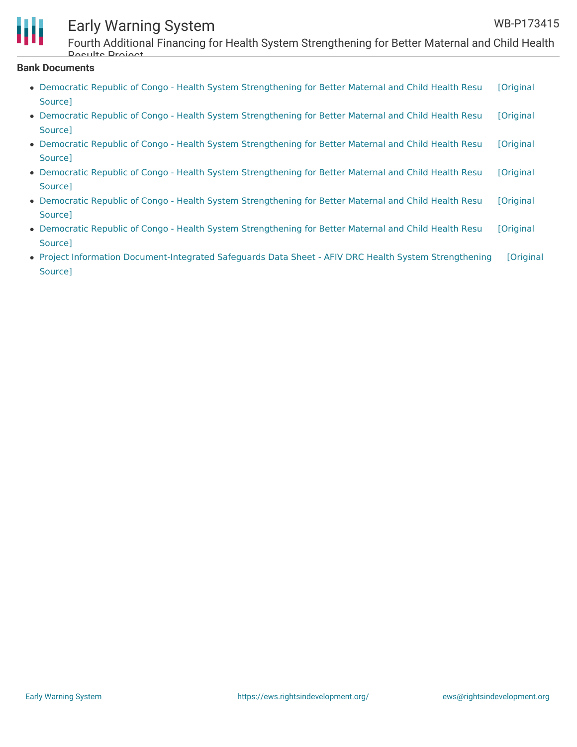**Bank Documents**

- Democratic Republic of Congo - Health System Strengthening for Better Maternal and Child Health Resu [Original Source]
- Democratic Republic of Congo - Health System Strengthening for Better Maternal and Child Health Resu [Original Source]
- Democratic Republic of Congo - Health System Strengthening for Better Maternal and Child Health Resu [Original Source]
- Democratic Republic of Congo - Health System Strengthening for Better Maternal and Child Health Resu [Original Source]
- Democratic Republic of Congo - Health System Strengthening for Better Maternal and Child Health Resu [Original Source]
- Democratic Republic of Congo - Health System Strengthening for Better Maternal and Child Health Resu [Original Source]
- Project Information Document-Integrated Safeguards Data Sheet - AFIV DRC Health System Strengthening [Original Source]